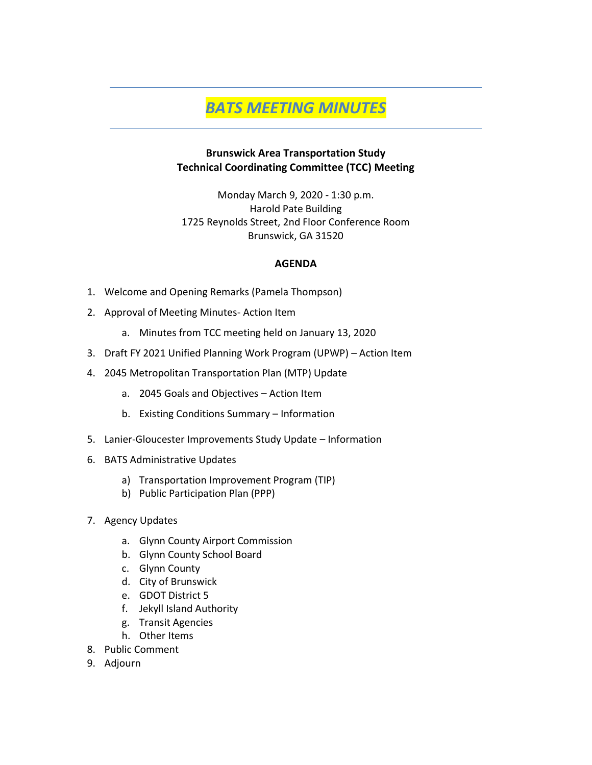# *BATS MEETING MINUTES*

**Brunswick Area Transportation Study**
**Technical Coordinating Committee (TCC) Meeting**

Monday March 9, 2020 - 1:30 p.m.
Harold Pate Building
1725 Reynolds Street, 2nd Floor Conference Room
Brunswick, GA 31520

**AGENDA**

1. Welcome and Opening Remarks (Pamela Thompson)
2. Approval of Meeting Minutes- Action Item
   a. Minutes from TCC meeting held on January 13, 2020
3. Draft FY 2021 Unified Planning Work Program (UPWP) – Action Item
4. 2045 Metropolitan Transportation Plan (MTP) Update
   a. 2045 Goals and Objectives – Action Item
   b. Existing Conditions Summary – Information
5. Lanier-Gloucester Improvements Study Update – Information
6. BATS Administrative Updates
   a) Transportation Improvement Program (TIP)
   b) Public Participation Plan (PPP)
7. Agency Updates
   a. Glynn County Airport Commission
   b. Glynn County School Board
   c. Glynn County
   d. City of Brunswick
   e. GDOT District 5
   f. Jekyll Island Authority
   g. Transit Agencies
   h. Other Items
8. Public Comment
9. Adjourn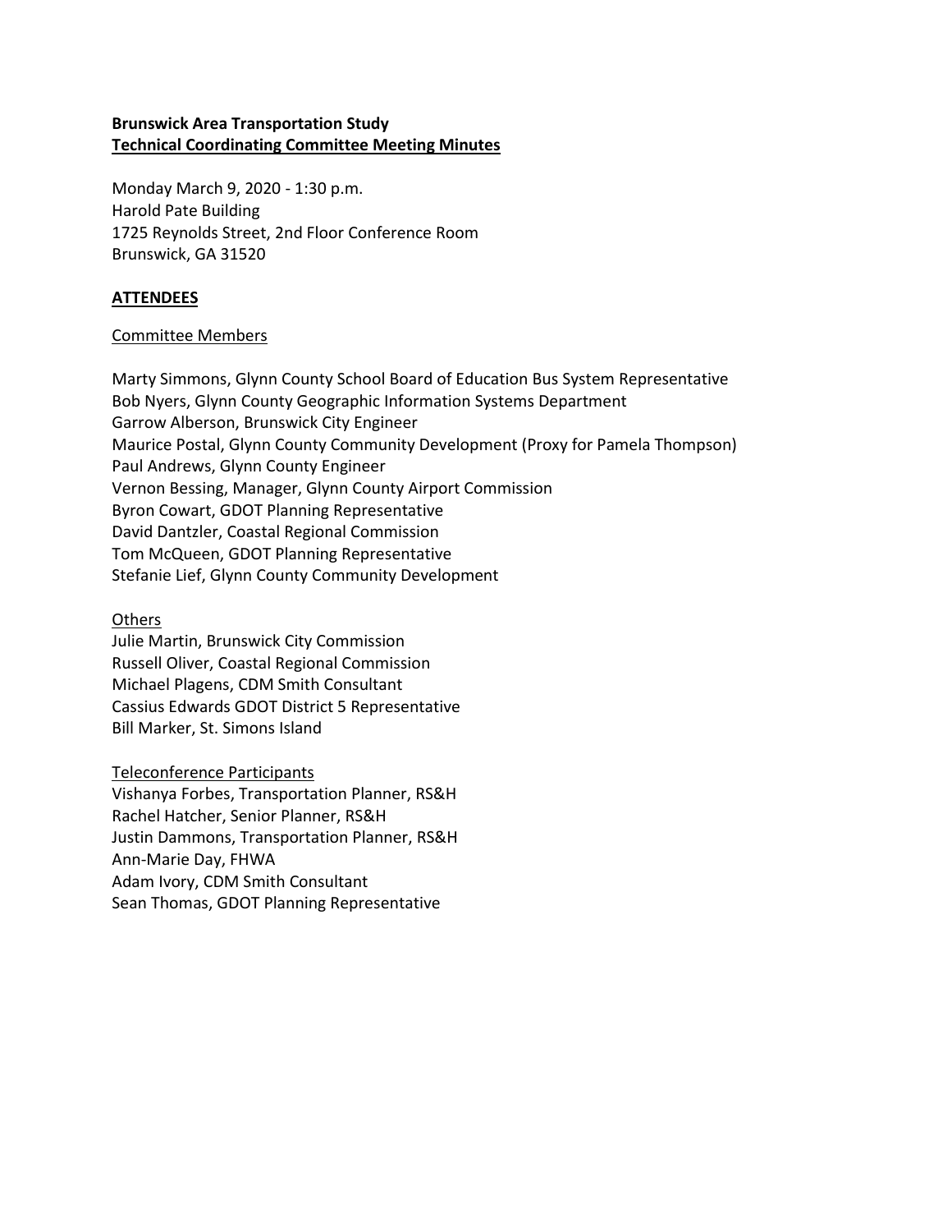**Brunswick Area Transportation Study**
**Technical Coordinating Committee Meeting Minutes**

Monday March 9, 2020 - 1:30 p.m.
Harold Pate Building
1725 Reynolds Street, 2nd Floor Conference Room
Brunswick, GA 31520

**ATTENDEES**

Committee Members

Marty Simmons, Glynn County School Board of Education Bus System Representative
Bob Nyers, Glynn County Geographic Information Systems Department
Garrow Alberson, Brunswick City Engineer
Maurice Postal, Glynn County Community Development (Proxy for Pamela Thompson)
Paul Andrews, Glynn County Engineer
Vernon Bessing, Manager, Glynn County Airport Commission
Byron Cowart, GDOT Planning Representative
David Dantzler, Coastal Regional Commission
Tom McQueen, GDOT Planning Representative
Stefanie Lief, Glynn County Community Development

Others

Julie Martin, Brunswick City Commission
Russell Oliver, Coastal Regional Commission
Michael Plagens, CDM Smith Consultant
Cassius Edwards GDOT District 5 Representative
Bill Marker, St. Simons Island

Teleconference Participants

Vishanya Forbes, Transportation Planner, RS&H
Rachel Hatcher, Senior Planner, RS&H
Justin Dammons, Transportation Planner, RS&H
Ann-Marie Day, FHWA
Adam Ivory, CDM Smith Consultant
Sean Thomas, GDOT Planning Representative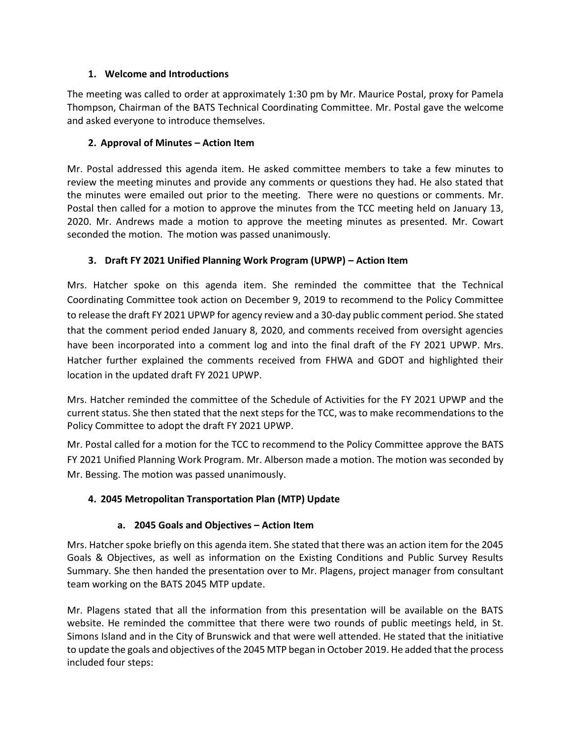### 1. Welcome and Introductions

The meeting was called to order at approximately 1:30 pm by Mr. Maurice Postal, proxy for Pamela Thompson, Chairman of the BATS Technical Coordinating Committee. Mr. Postal gave the welcome and asked everyone to introduce themselves.

### 2. Approval of Minutes – Action Item

Mr. Postal addressed this agenda item. He asked committee members to take a few minutes to review the meeting minutes and provide any comments or questions they had. He also stated that the minutes were emailed out prior to the meeting. There were no questions or comments. Mr. Postal then called for a motion to approve the minutes from the TCC meeting held on January 13, 2020. Mr. Andrews made a motion to approve the meeting minutes as presented. Mr. Cowart seconded the motion. The motion was passed unanimously.

### 3. Draft FY 2021 Unified Planning Work Program (UPWP) – Action Item

Mrs. Hatcher spoke on this agenda item. She reminded the committee that the Technical Coordinating Committee took action on December 9, 2019 to recommend to the Policy Committee to release the draft FY 2021 UPWP for agency review and a 30-day public comment period. She stated that the comment period ended January 8, 2020, and comments received from oversight agencies have been incorporated into a comment log and into the final draft of the FY 2021 UPWP. Mrs. Hatcher further explained the comments received from FHWA and GDOT and highlighted their location in the updated draft FY 2021 UPWP.

Mrs. Hatcher reminded the committee of the Schedule of Activities for the FY 2021 UPWP and the current status. She then stated that the next steps for the TCC, was to make recommendations to the Policy Committee to adopt the draft FY 2021 UPWP.

Mr. Postal called for a motion for the TCC to recommend to the Policy Committee approve the BATS FY 2021 Unified Planning Work Program. Mr. Alberson made a motion. The motion was seconded by Mr. Bessing. The motion was passed unanimously.

### 4. 2045 Metropolitan Transportation Plan (MTP) Update

#### a. 2045 Goals and Objectives – Action Item

Mrs. Hatcher spoke briefly on this agenda item. She stated that there was an action item for the 2045 Goals & Objectives, as well as information on the Existing Conditions and Public Survey Results Summary. She then handed the presentation over to Mr. Plagens, project manager from consultant team working on the BATS 2045 MTP update.

Mr. Plagens stated that all the information from this presentation will be available on the BATS website. He reminded the committee that there were two rounds of public meetings held, in St. Simons Island and in the City of Brunswick and that were well attended. He stated that the initiative to update the goals and objectives of the 2045 MTP began in October 2019. He added that the process included four steps: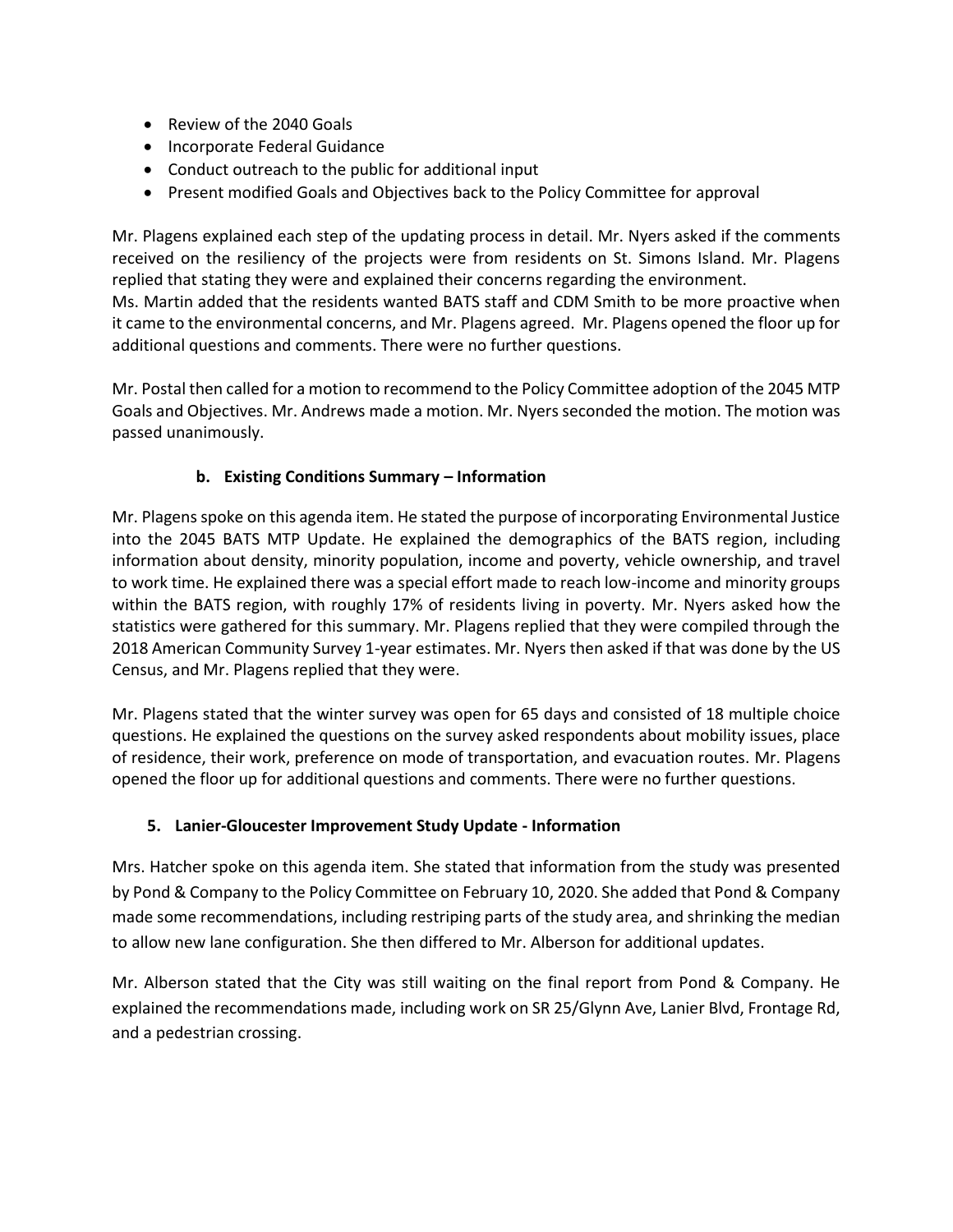- Review of the 2040 Goals
- Incorporate Federal Guidance
- Conduct outreach to the public for additional input
- Present modified Goals and Objectives back to the Policy Committee for approval

Mr. Plagens explained each step of the updating process in detail. Mr. Nyers asked if the comments received on the resiliency of the projects were from residents on St. Simons Island. Mr. Plagens replied that stating they were and explained their concerns regarding the environment.
Ms. Martin added that the residents wanted BATS staff and CDM Smith to be more proactive when it came to the environmental concerns, and Mr. Plagens agreed. Mr. Plagens opened the floor up for additional questions and comments. There were no further questions.

Mr. Postal then called for a motion to recommend to the Policy Committee adoption of the 2045 MTP Goals and Objectives. Mr. Andrews made a motion. Mr. Nyers seconded the motion. The motion was passed unanimously.

**b. Existing Conditions Summary – Information**

Mr. Plagens spoke on this agenda item. He stated the purpose of incorporating Environmental Justice into the 2045 BATS MTP Update. He explained the demographics of the BATS region, including information about density, minority population, income and poverty, vehicle ownership, and travel to work time. He explained there was a special effort made to reach low-income and minority groups within the BATS region, with roughly 17% of residents living in poverty. Mr. Nyers asked how the statistics were gathered for this summary. Mr. Plagens replied that they were compiled through the 2018 American Community Survey 1-year estimates. Mr. Nyers then asked if that was done by the US Census, and Mr. Plagens replied that they were.

Mr. Plagens stated that the winter survey was open for 65 days and consisted of 18 multiple choice questions. He explained the questions on the survey asked respondents about mobility issues, place of residence, their work, preference on mode of transportation, and evacuation routes. Mr. Plagens opened the floor up for additional questions and comments. There were no further questions.

**5. Lanier-Gloucester Improvement Study Update - Information**

Mrs. Hatcher spoke on this agenda item. She stated that information from the study was presented by Pond & Company to the Policy Committee on February 10, 2020. She added that Pond & Company made some recommendations, including restriping parts of the study area, and shrinking the median to allow new lane configuration. She then differed to Mr. Alberson for additional updates.

Mr. Alberson stated that the City was still waiting on the final report from Pond & Company. He explained the recommendations made, including work on SR 25/Glynn Ave, Lanier Blvd, Frontage Rd, and a pedestrian crossing.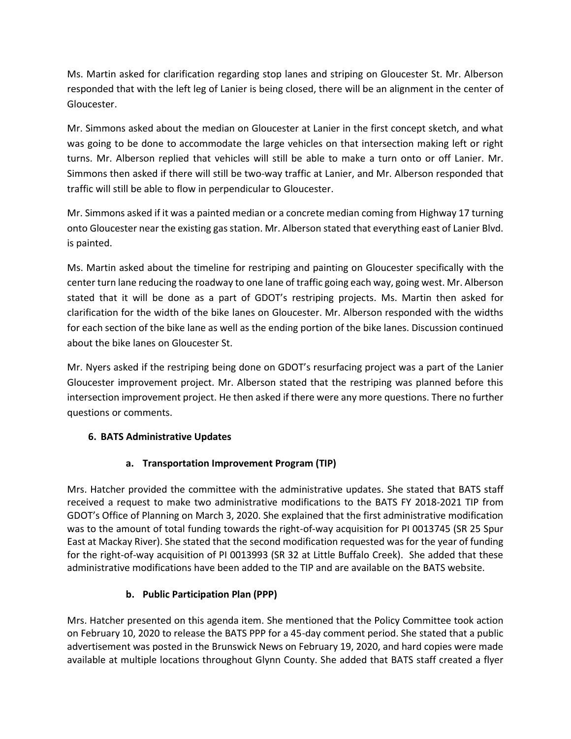Ms. Martin asked for clarification regarding stop lanes and striping on Gloucester St. Mr. Alberson responded that with the left leg of Lanier is being closed, there will be an alignment in the center of Gloucester.

Mr. Simmons asked about the median on Gloucester at Lanier in the first concept sketch, and what was going to be done to accommodate the large vehicles on that intersection making left or right turns. Mr. Alberson replied that vehicles will still be able to make a turn onto or off Lanier. Mr. Simmons then asked if there will still be two-way traffic at Lanier, and Mr. Alberson responded that traffic will still be able to flow in perpendicular to Gloucester.

Mr. Simmons asked if it was a painted median or a concrete median coming from Highway 17 turning onto Gloucester near the existing gas station. Mr. Alberson stated that everything east of Lanier Blvd. is painted.

Ms. Martin asked about the timeline for restriping and painting on Gloucester specifically with the center turn lane reducing the roadway to one lane of traffic going each way, going west. Mr. Alberson stated that it will be done as a part of GDOT's restriping projects. Ms. Martin then asked for clarification for the width of the bike lanes on Gloucester. Mr. Alberson responded with the widths for each section of the bike lane as well as the ending portion of the bike lanes. Discussion continued about the bike lanes on Gloucester St.

Mr. Nyers asked if the restriping being done on GDOT's resurfacing project was a part of the Lanier Gloucester improvement project. Mr. Alberson stated that the restriping was planned before this intersection improvement project. He then asked if there were any more questions. There no further questions or comments.

## 6. BATS Administrative Updates

### a. Transportation Improvement Program (TIP)

Mrs. Hatcher provided the committee with the administrative updates. She stated that BATS staff received a request to make two administrative modifications to the BATS FY 2018-2021 TIP from GDOT's Office of Planning on March 3, 2020. She explained that the first administrative modification was to the amount of total funding towards the right-of-way acquisition for PI 0013745 (SR 25 Spur East at Mackay River). She stated that the second modification requested was for the year of funding for the right-of-way acquisition of PI 0013993 (SR 32 at Little Buffalo Creek). She added that these administrative modifications have been added to the TIP and are available on the BATS website.

### b. Public Participation Plan (PPP)

Mrs. Hatcher presented on this agenda item. She mentioned that the Policy Committee took action on February 10, 2020 to release the BATS PPP for a 45-day comment period. She stated that a public advertisement was posted in the Brunswick News on February 19, 2020, and hard copies were made available at multiple locations throughout Glynn County. She added that BATS staff created a flyer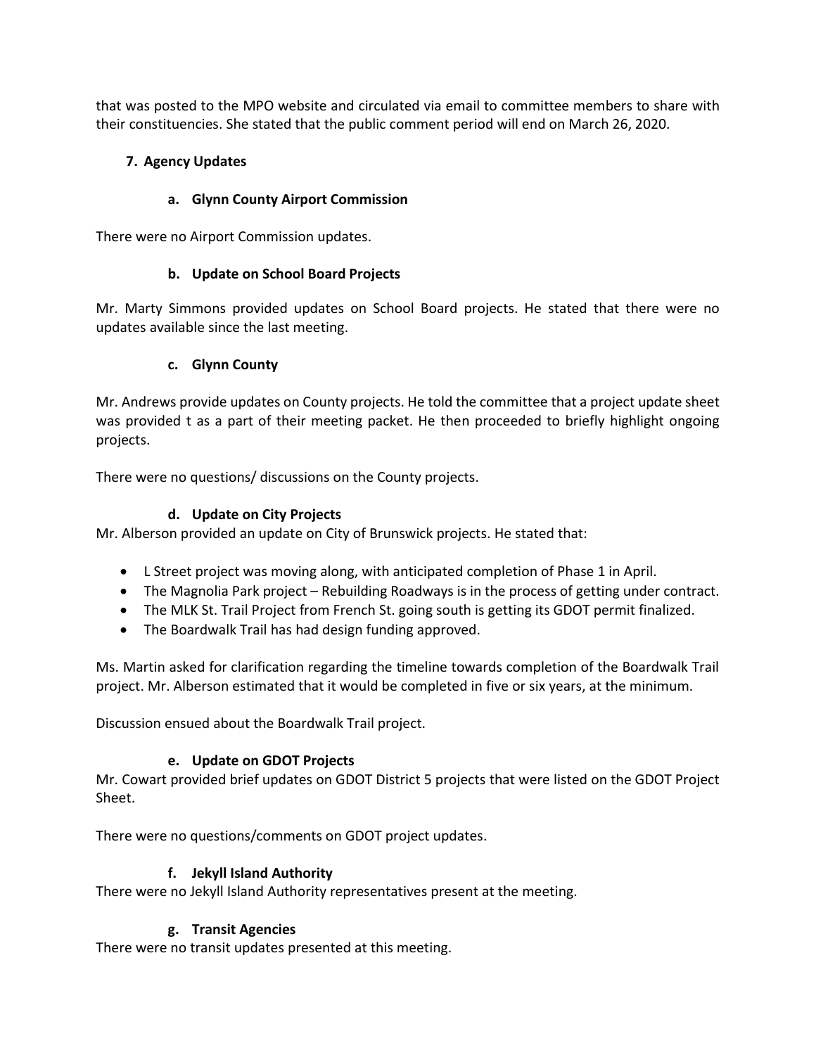that was posted to the MPO website and circulated via email to committee members to share with their constituencies. She stated that the public comment period will end on March 26, 2020.

## 7. Agency Updates

### a. Glynn County Airport Commission

There were no Airport Commission updates.

### b. Update on School Board Projects

Mr. Marty Simmons provided updates on School Board projects. He stated that there were no updates available since the last meeting.

### c. Glynn County

Mr. Andrews provide updates on County projects. He told the committee that a project update sheet was provided t as a part of their meeting packet. He then proceeded to briefly highlight ongoing projects.

There were no questions/ discussions on the County projects.

### d. Update on City Projects

Mr. Alberson provided an update on City of Brunswick projects. He stated that:

- L Street project was moving along, with anticipated completion of Phase 1 in April.
- The Magnolia Park project – Rebuilding Roadways is in the process of getting under contract.
- The MLK St. Trail Project from French St. going south is getting its GDOT permit finalized.
- The Boardwalk Trail has had design funding approved.

Ms. Martin asked for clarification regarding the timeline towards completion of the Boardwalk Trail project. Mr. Alberson estimated that it would be completed in five or six years, at the minimum.

Discussion ensued about the Boardwalk Trail project.

### e. Update on GDOT Projects

Mr. Cowart provided brief updates on GDOT District 5 projects that were listed on the GDOT Project Sheet.

There were no questions/comments on GDOT project updates.

### f. Jekyll Island Authority

There were no Jekyll Island Authority representatives present at the meeting.

### g. Transit Agencies

There were no transit updates presented at this meeting.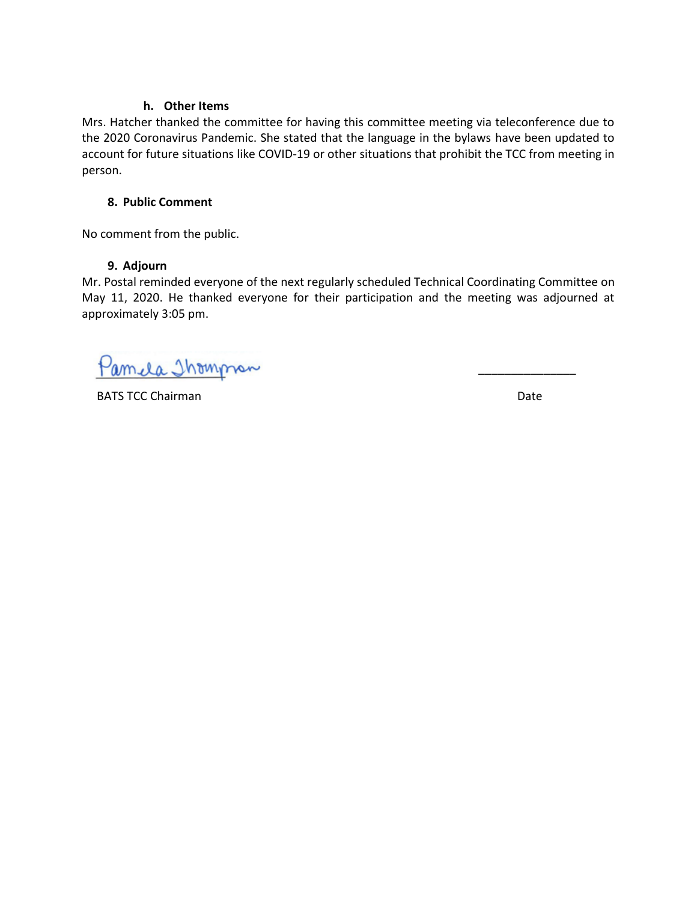#### h. Other Items

Mrs. Hatcher thanked the committee for having this committee meeting via teleconference due to the 2020 Coronavirus Pandemic. She stated that the language in the bylaws have been updated to account for future situations like COVID-19 or other situations that prohibit the TCC from meeting in person.

### 8. Public Comment

No comment from the public.

### 9. Adjourn

Mr. Postal reminded everyone of the next regularly scheduled Technical Coordinating Committee on May 11, 2020. He thanked everyone for their participation and the meeting was adjourned at approximately 3:05 pm.

Pamela Thompson
BATS TCC Chairman

_______________
Date